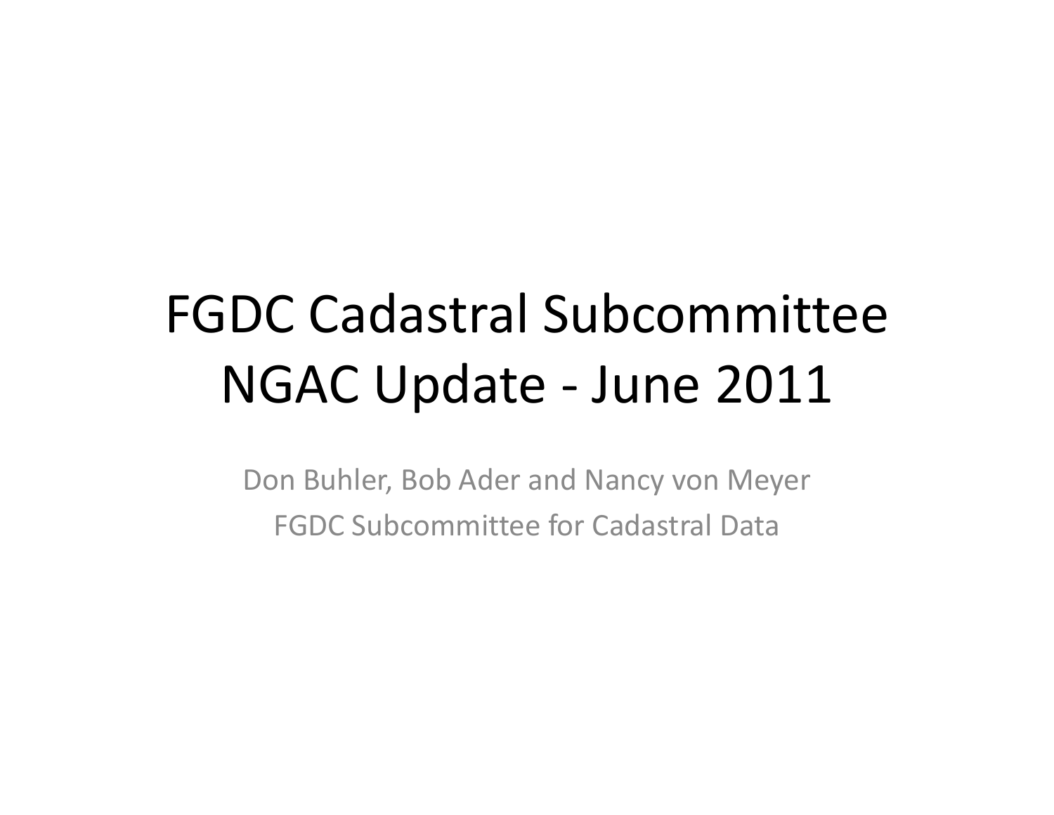# FGDC Cadastral Subcommittee NGAC Update - June 2011

Don Buhler, Bob Ader and Nancy von Meyer

FGDC Subcommittee for Cadastral Data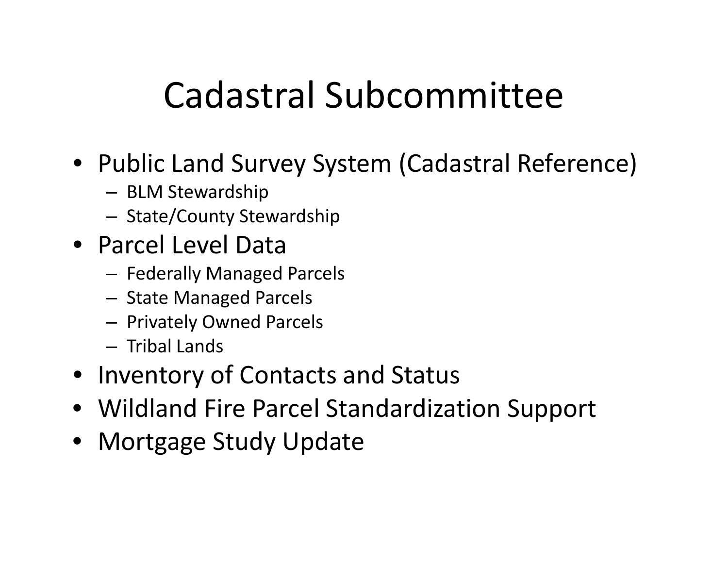# Cadastral Subcommittee

- Public Land Survey System (Cadastral Reference)
  - BLM Stewardship
  - State/County Stewardship
- Parcel Level Data
  - Federally Managed Parcels
  - State Managed Parcels
  - Privately Owned Parcels
  - Tribal Lands
- Inventory of Contacts and Status
- Wildland Fire Parcel Standardization Support
- Mortgage Study Update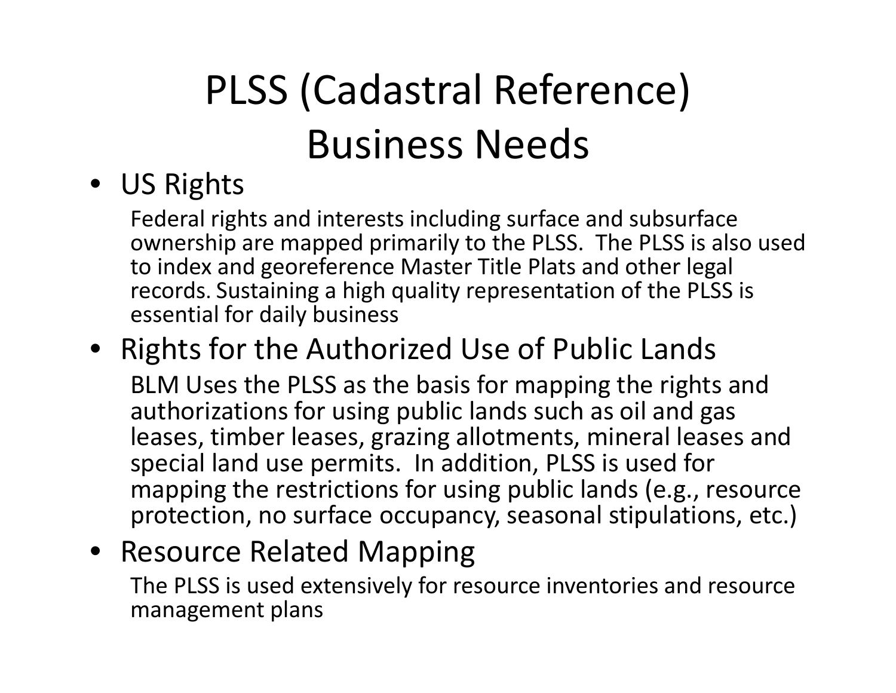# PLSS (Cadastral Reference) Business Needs

- US Rights

  Federal rights and interests including surface and subsurface ownership are mapped primarily to the PLSS. The PLSS is also used to index and georeference Master Title Plats and other legal records. Sustaining a high quality representation of the PLSS is essential for daily business

- Rights for the Authorized Use of Public Lands

  BLM Uses the PLSS as the basis for mapping the rights and authorizations for using public lands such as oil and gas leases, timber leases, grazing allotments, mineral leases and special land use permits. In addition, PLSS is used for mapping the restrictions for using public lands (e.g., resource protection, no surface occupancy, seasonal stipulations, etc.)

- Resource Related Mapping

  The PLSS is used extensively for resource inventories and resource management plans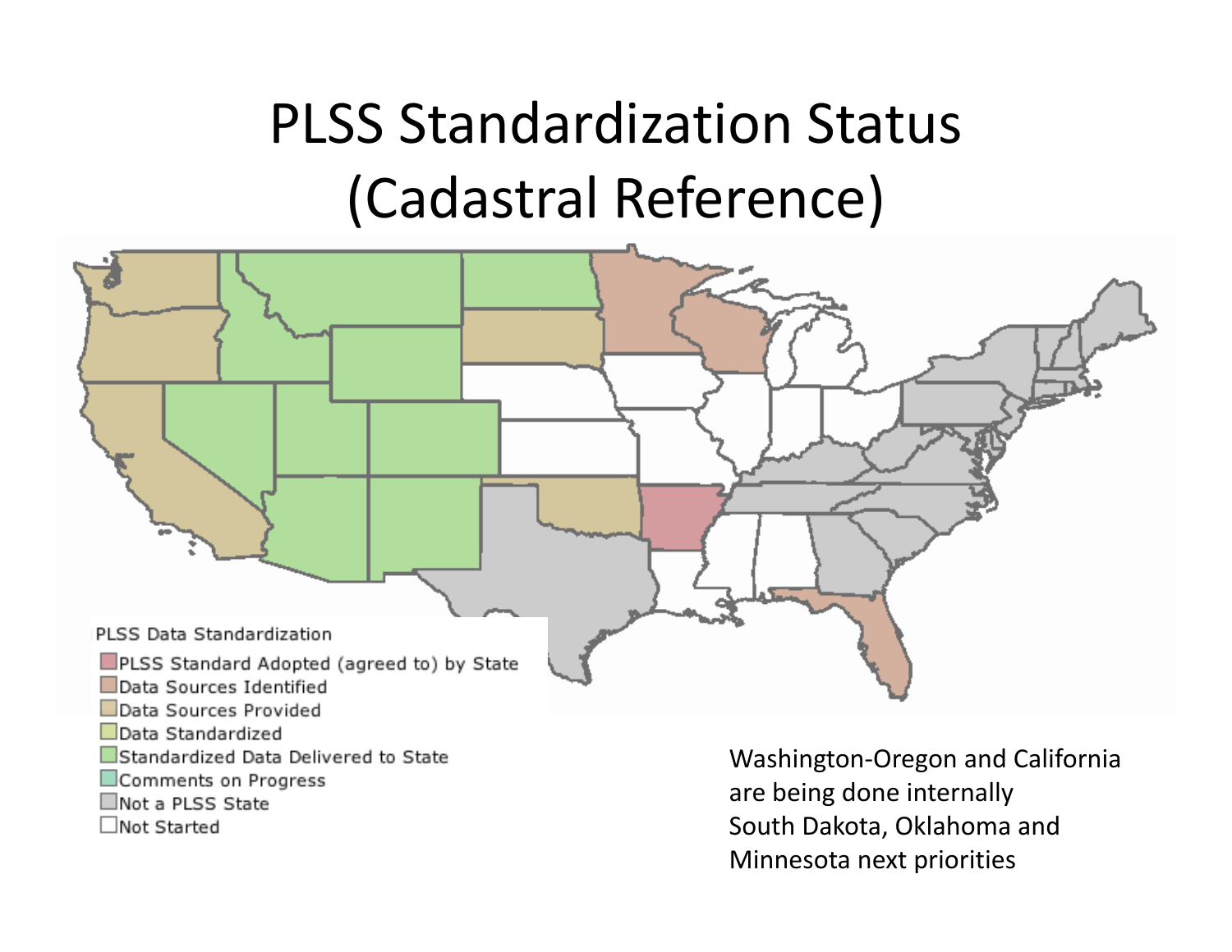# PLSS Standardization Status (Cadastral Reference)

PLSS Data Standardization

- PLSS Standard Adopted (agreed to) by State
- Data Sources Identified
- Data Sources Provided
- Data Standardized
- Standardized Data Delivered to State
- Comments on Progress
- Not a PLSS State
- Not Started

Washington-Oregon and California are being done internally
South Dakota, Oklahoma and Minnesota next priorities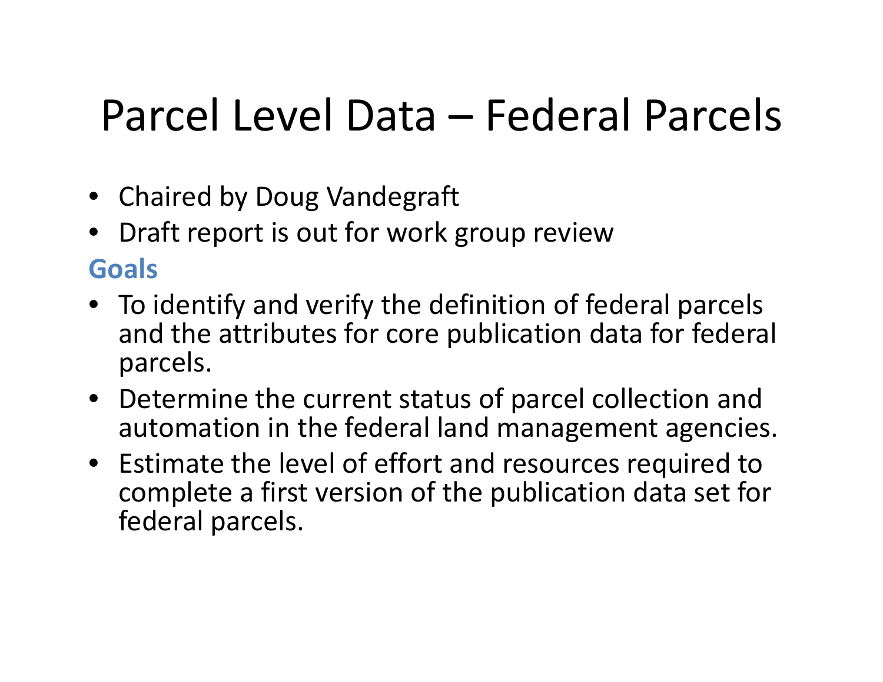# Parcel Level Data – Federal Parcels

- Chaired by Doug Vandegraft
- Draft report is out for work group review

**Goals**

- To identify and verify the definition of federal parcels and the attributes for core publication data for federal parcels.
- Determine the current status of parcel collection and automation in the federal land management agencies.
- Estimate the level of effort and resources required to complete a first version of the publication data set for federal parcels.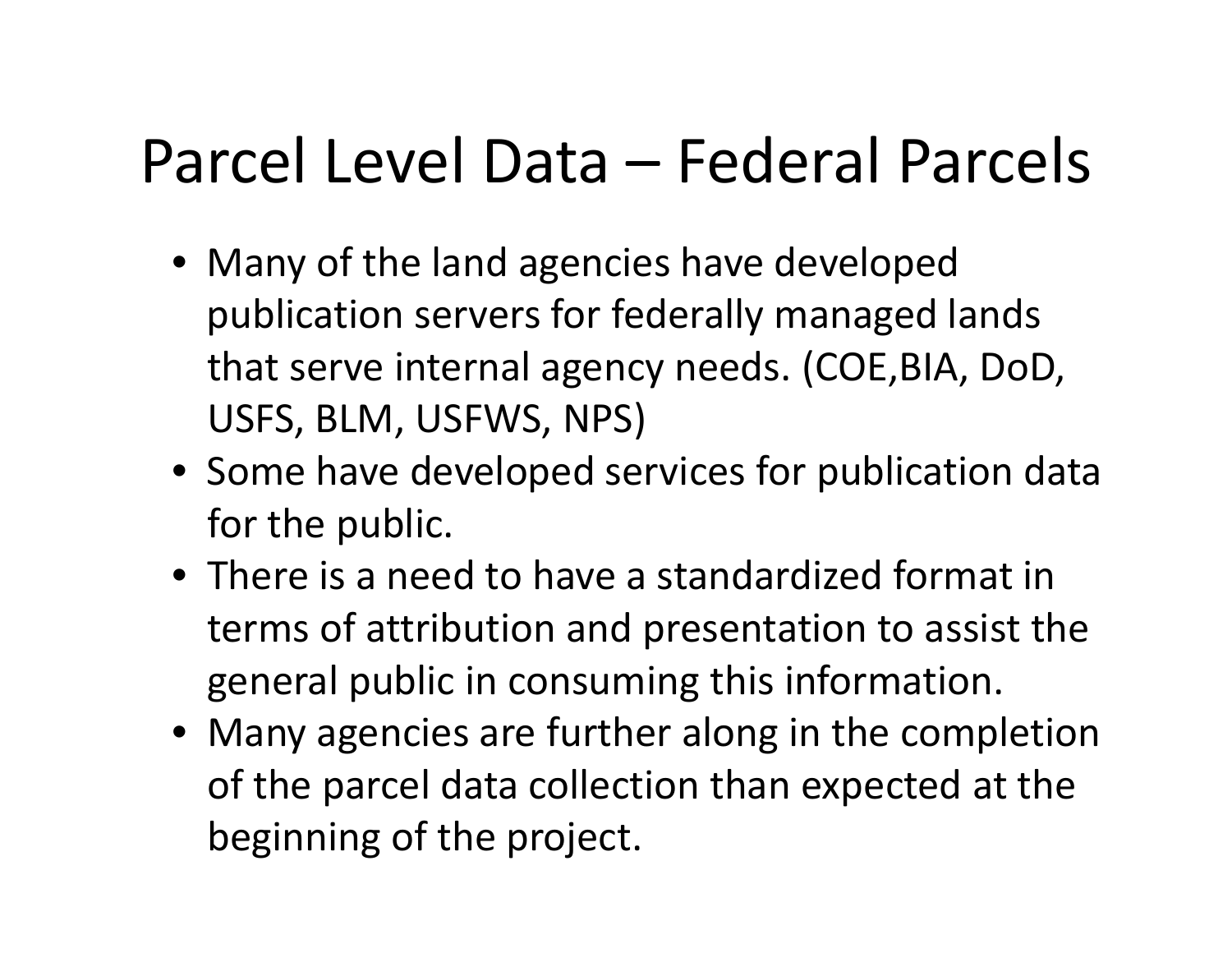# Parcel Level Data – Federal Parcels

- Many of the land agencies have developed publication servers for federally managed lands that serve internal agency needs. (COE,BIA, DoD, USFS, BLM, USFWS, NPS)
- Some have developed services for publication data for the public.
- There is a need to have a standardized format in terms of attribution and presentation to assist the general public in consuming this information.
- Many agencies are further along in the completion of the parcel data collection than expected at the beginning of the project.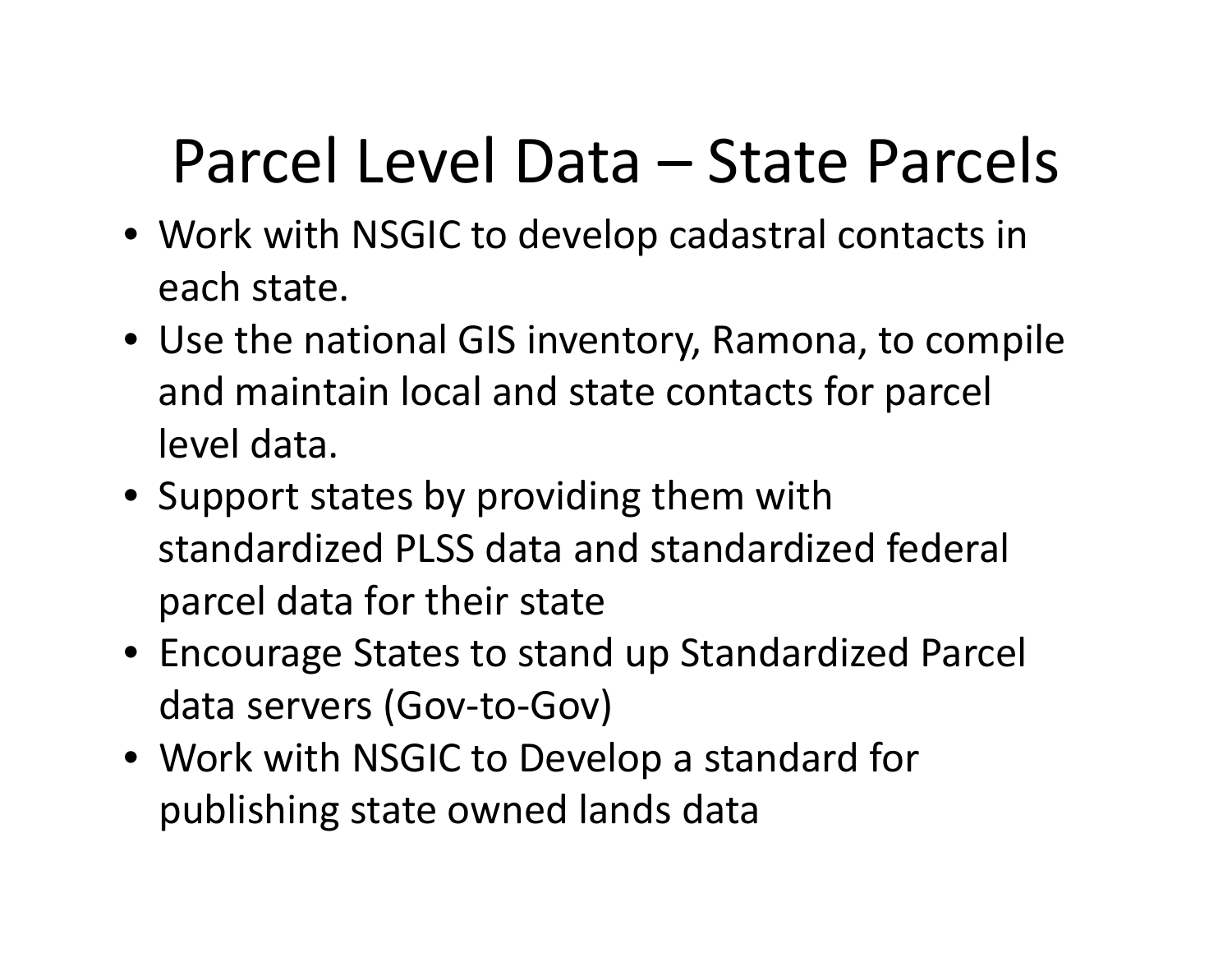# Parcel Level Data – State Parcels

- Work with NSGIC to develop cadastral contacts in each state.
- Use the national GIS inventory, Ramona, to compile and maintain local and state contacts for parcel level data.
- Support states by providing them with standardized PLSS data and standardized federal parcel data for their state
- Encourage States to stand up Standardized Parcel data servers (Gov-to-Gov)
- Work with NSGIC to Develop a standard for publishing state owned lands data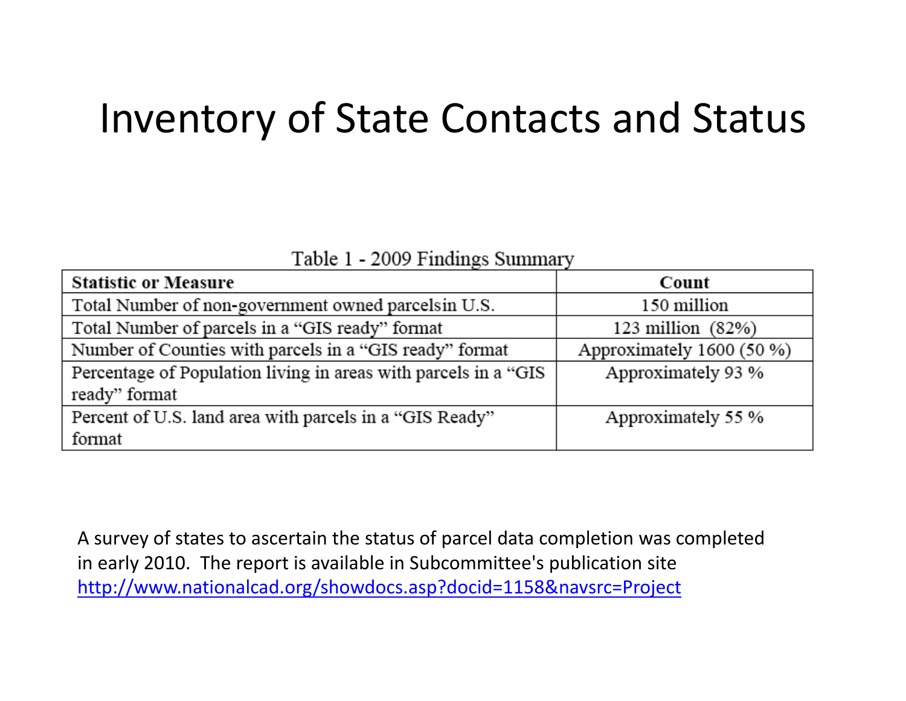# Inventory of State Contacts and Status

Table 1 - 2009 Findings Summary

| Statistic or Measure | Count |
|---|---|
| Total Number of non-government owned parcelsin U.S. | 150 million |
| Total Number of parcels in a "GIS ready" format | 123 million (82%) |
| Number of Counties with parcels in a "GIS ready" format | Approximately 1600 (50 %) |
| Percentage of Population living in areas with parcels in a "GIS ready" format | Approximately 93 % |
| Percent of U.S. land area with parcels in a "GIS Ready" format | Approximately 55 % |

A survey of states to ascertain the status of parcel data completion was completed in early 2010. The report is available in Subcommittee's publication site [http://www.nationalcad.org/showdocs.asp?docid=1158&navsrc=Project](http://www.nationalcad.org/showdocs.asp?docid=1158&navsrc=Project)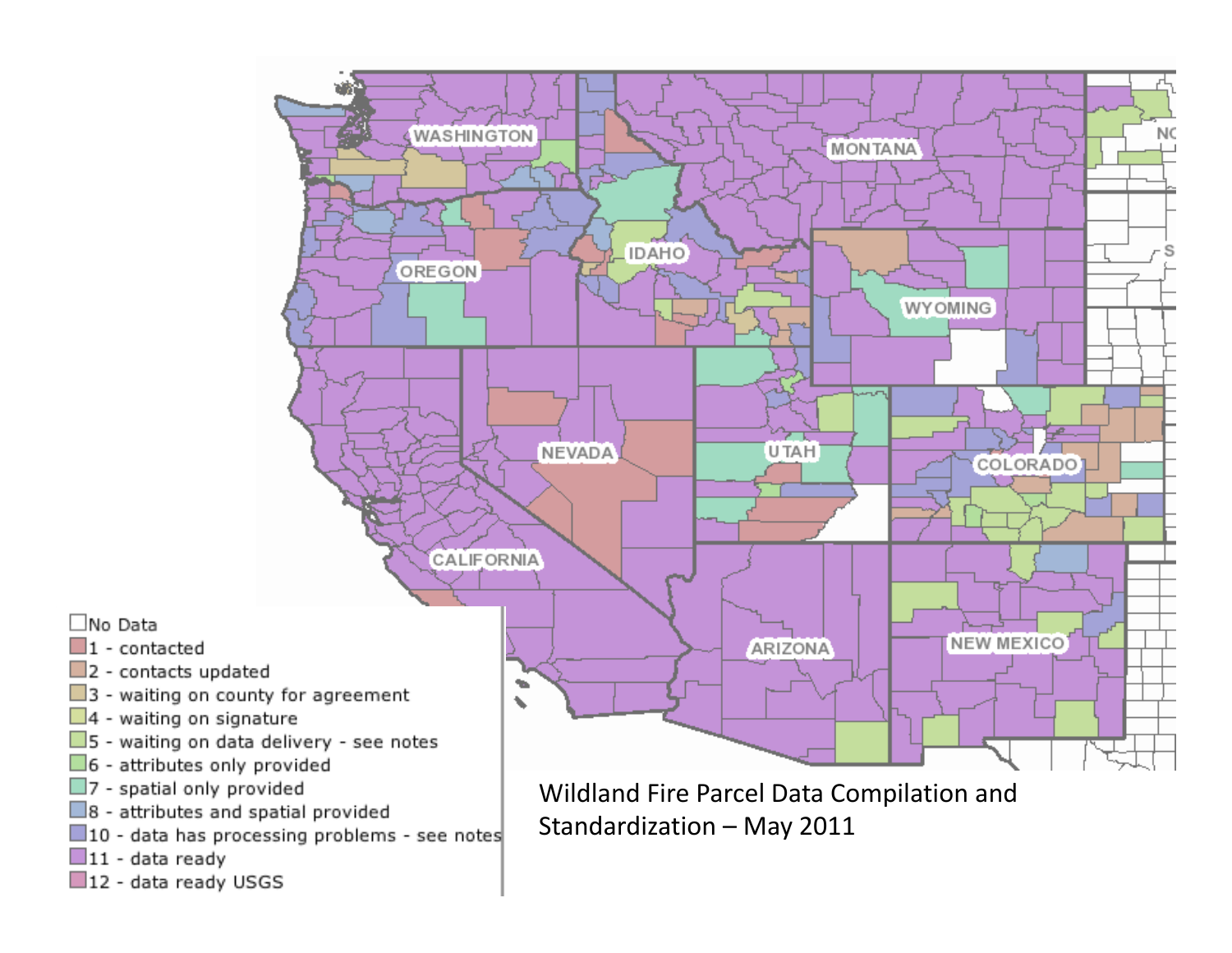- No Data
- 1 - contacted
- 2 - contacts updated
- 3 - waiting on county for agreement
- 4 - waiting on signature
- 5 - waiting on data delivery - see notes
- 6 - attributes only provided
- 7 - spatial only provided
- 8 - attributes and spatial provided
- 10 - data has processing problems - see notes
- 11 - data ready
- 12 - data ready USGS

Wildland Fire Parcel Data Compilation and Standardization – May 2011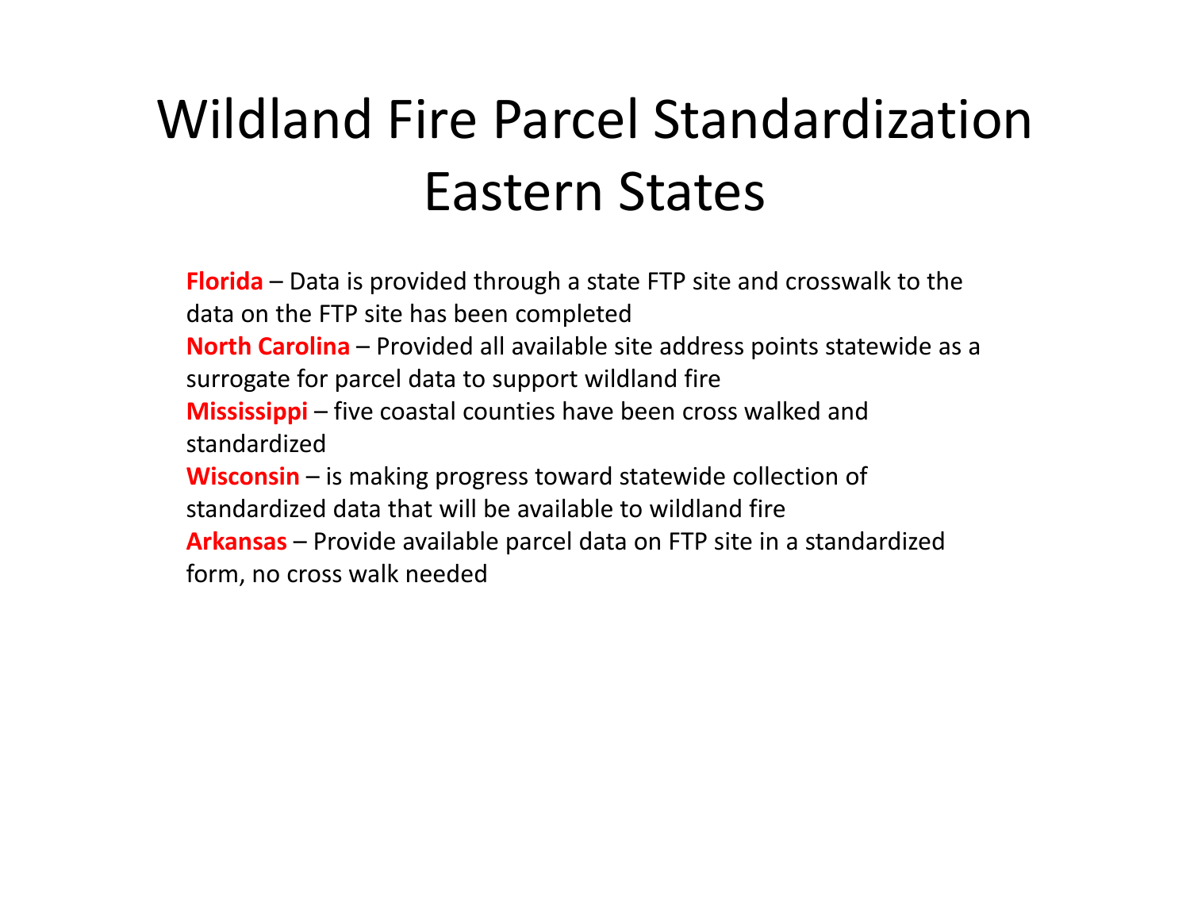# Wildland Fire Parcel Standardization Eastern States

**Florida** – Data is provided through a state FTP site and crosswalk to the data on the FTP site has been completed

**North Carolina** – Provided all available site address points statewide as a surrogate for parcel data to support wildland fire

**Mississippi** – five coastal counties have been cross walked and standardized

**Wisconsin** – is making progress toward statewide collection of standardized data that will be available to wildland fire

**Arkansas** – Provide available parcel data on FTP site in a standardized form, no cross walk needed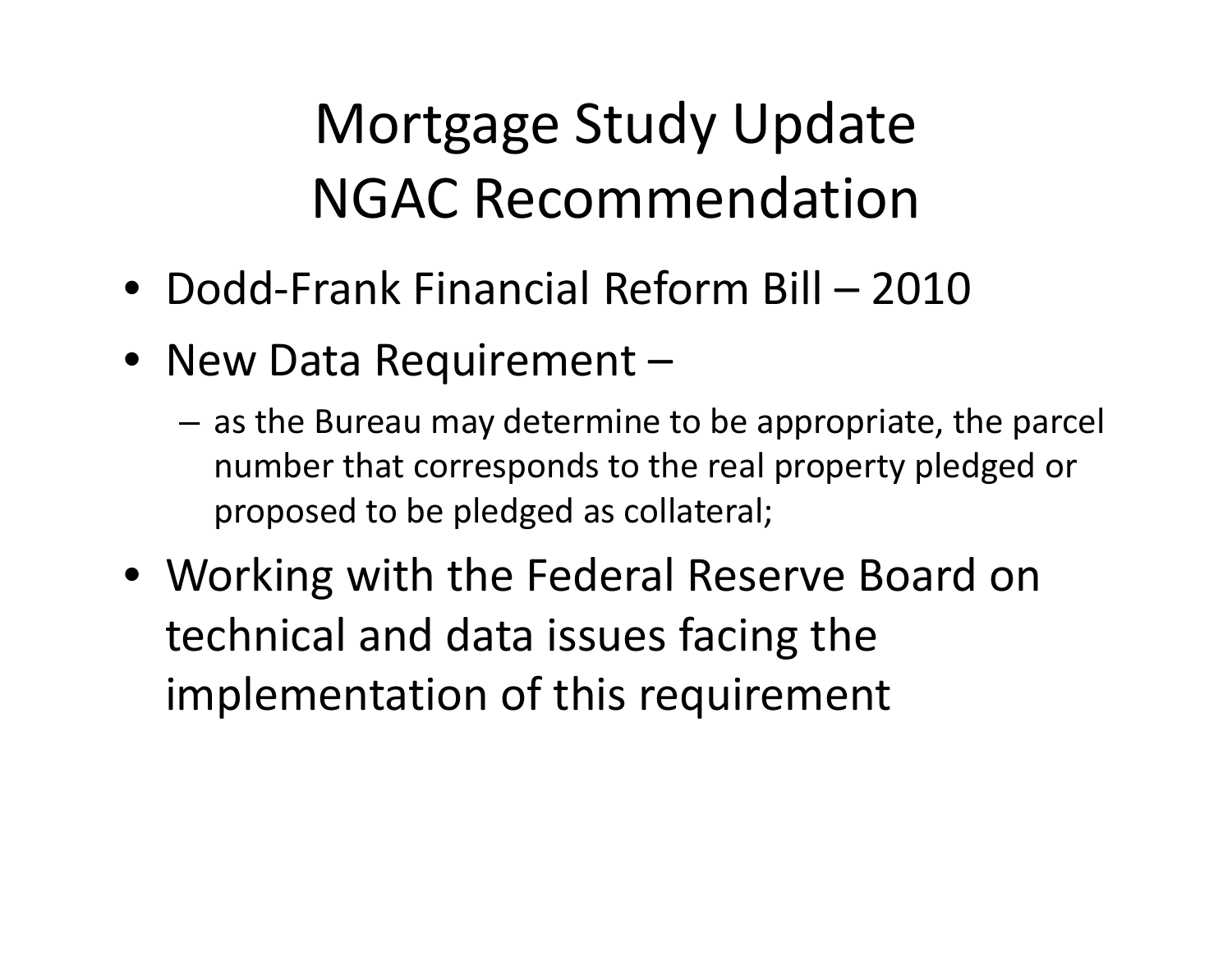# Mortgage Study Update
# NGAC Recommendation

- Dodd-Frank Financial Reform Bill – 2010
- New Data Requirement –
  - as the Bureau may determine to be appropriate, the parcel number that corresponds to the real property pledged or proposed to be pledged as collateral;
- Working with the Federal Reserve Board on technical and data issues facing the implementation of this requirement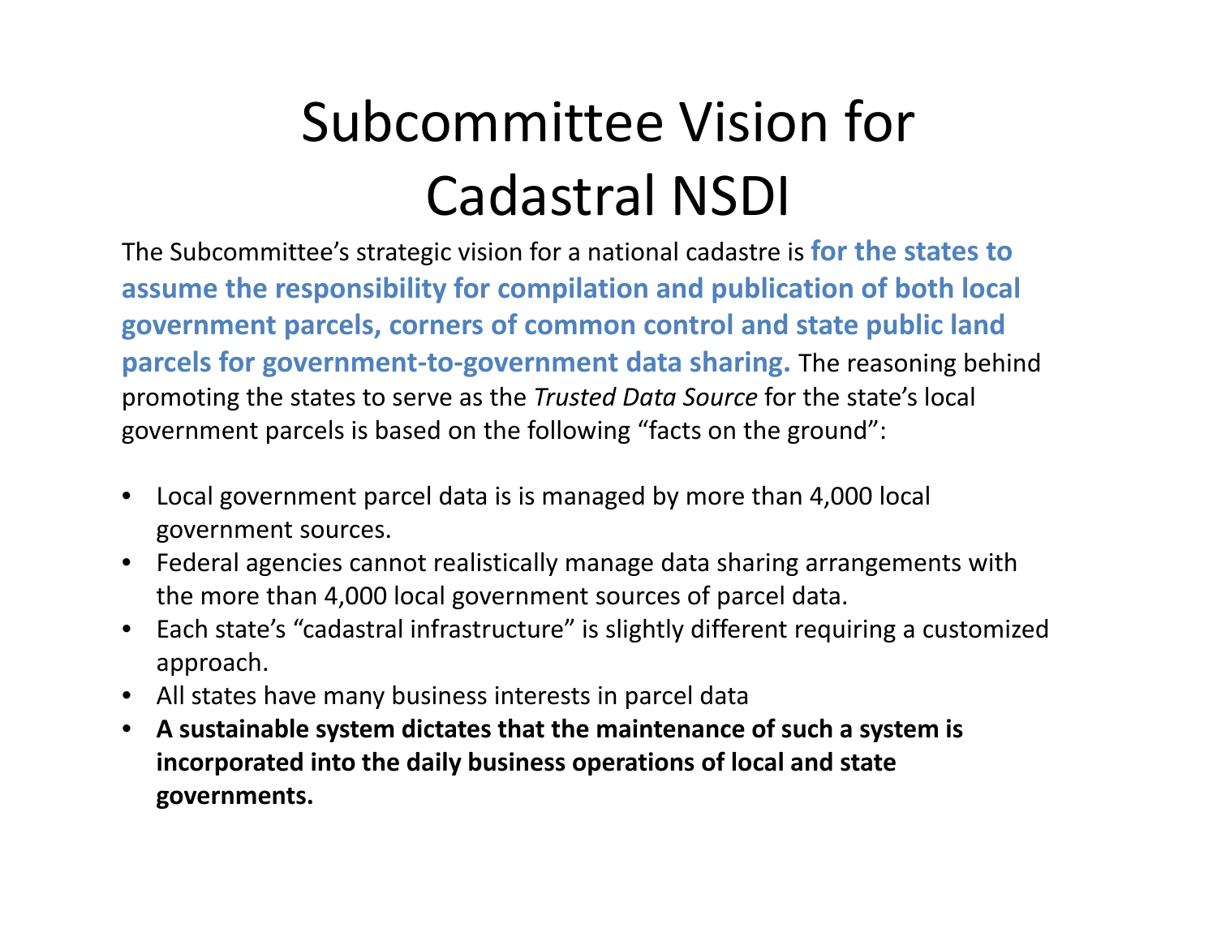# Subcommittee Vision for Cadastral NSDI

The Subcommittee's strategic vision for a national cadastre is **for the states to assume the responsibility for compilation and publication of both local government parcels, corners of common control and state public land parcels for government-to-government data sharing.** The reasoning behind promoting the states to serve as the *Trusted Data Source* for the state's local government parcels is based on the following "facts on the ground":

- Local government parcel data is is managed by more than 4,000 local government sources.
- Federal agencies cannot realistically manage data sharing arrangements with the more than 4,000 local government sources of parcel data.
- Each state's "cadastral infrastructure" is slightly different requiring a customized approach.
- All states have many business interests in parcel data
- **A sustainable system dictates that the maintenance of such a system is incorporated into the daily business operations of local and state governments.**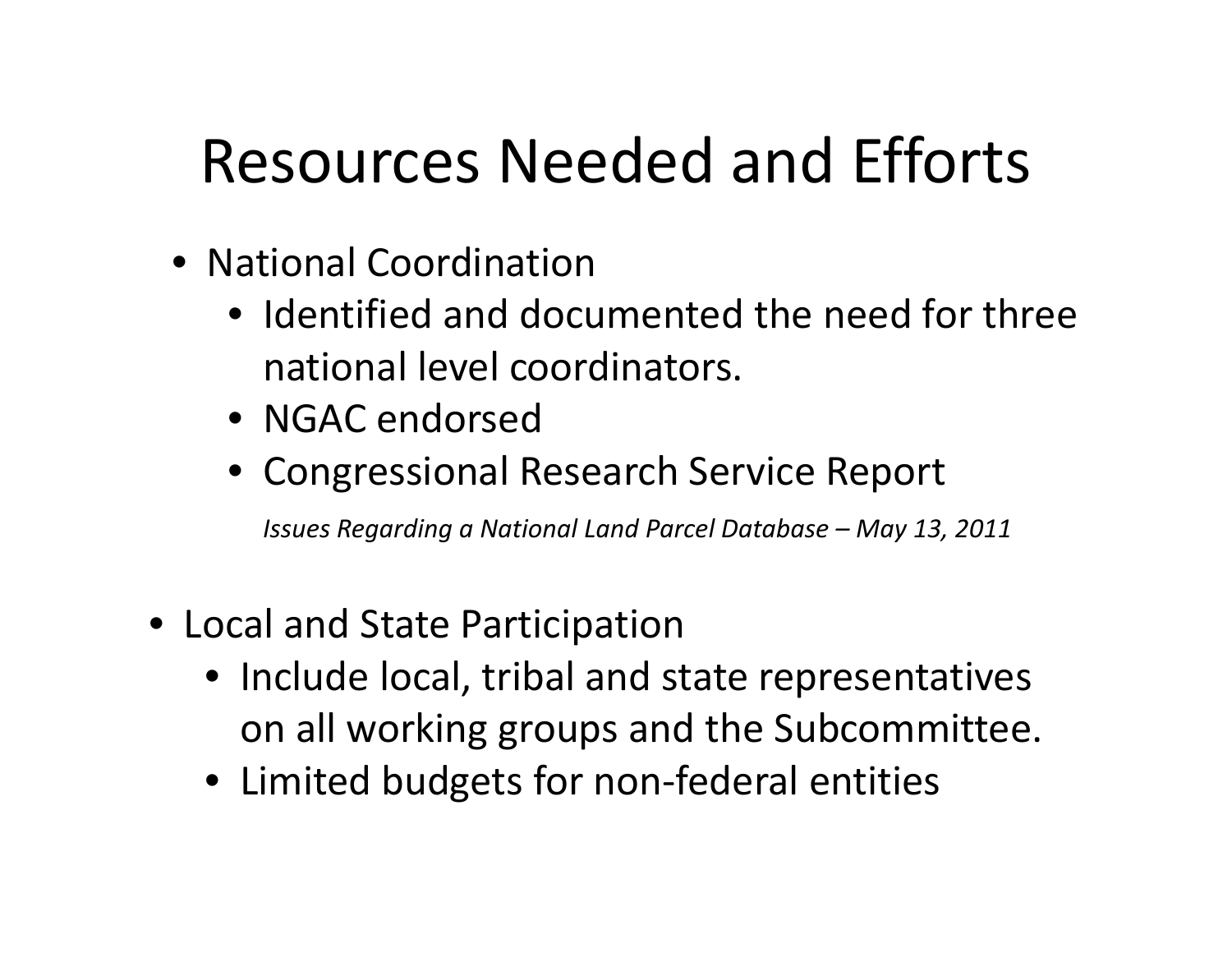# Resources Needed and Efforts

- National Coordination
  - Identified and documented the need for three national level coordinators.
  - NGAC endorsed
  - Congressional Research Service Report

    *Issues Regarding a National Land Parcel Database – May 13, 2011*

- Local and State Participation
  - Include local, tribal and state representatives on all working groups and the Subcommittee.
  - Limited budgets for non-federal entities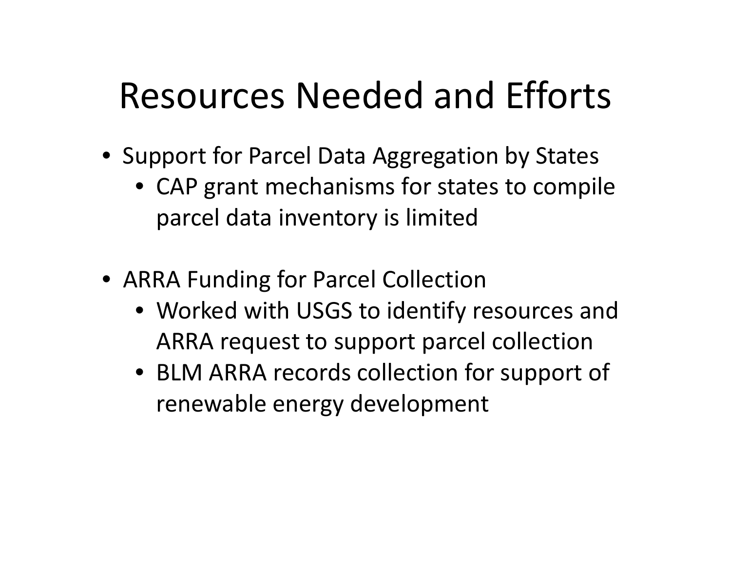# Resources Needed and Efforts

- Support for Parcel Data Aggregation by States
  - CAP grant mechanisms for states to compile parcel data inventory is limited

- ARRA Funding for Parcel Collection
  - Worked with USGS to identify resources and ARRA request to support parcel collection
  - BLM ARRA records collection for support of renewable energy development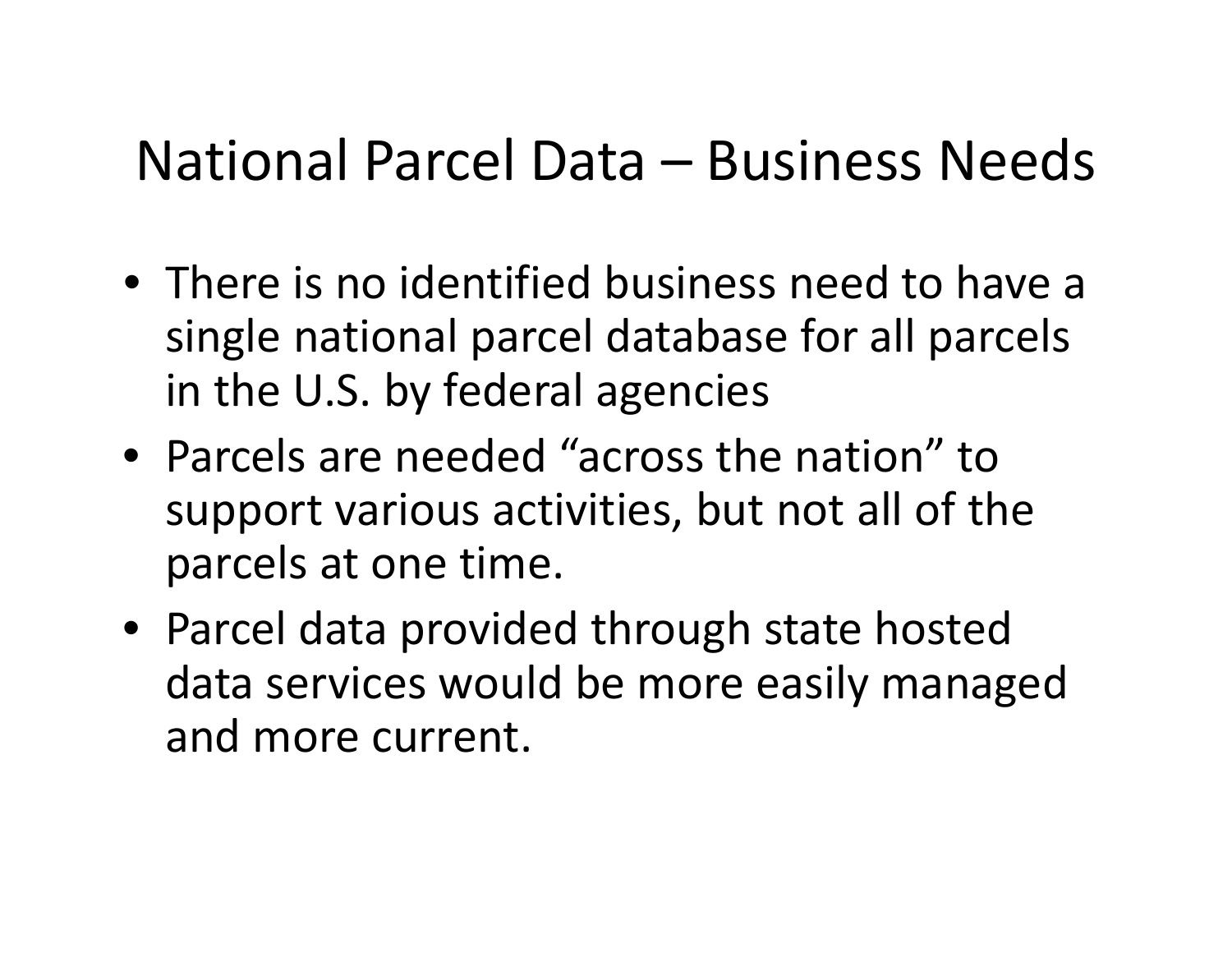# National Parcel Data – Business Needs

- There is no identified business need to have a single national parcel database for all parcels in the U.S. by federal agencies
- Parcels are needed “across the nation” to support various activities, but not all of the parcels at one time.
- Parcel data provided through state hosted data services would be more easily managed and more current.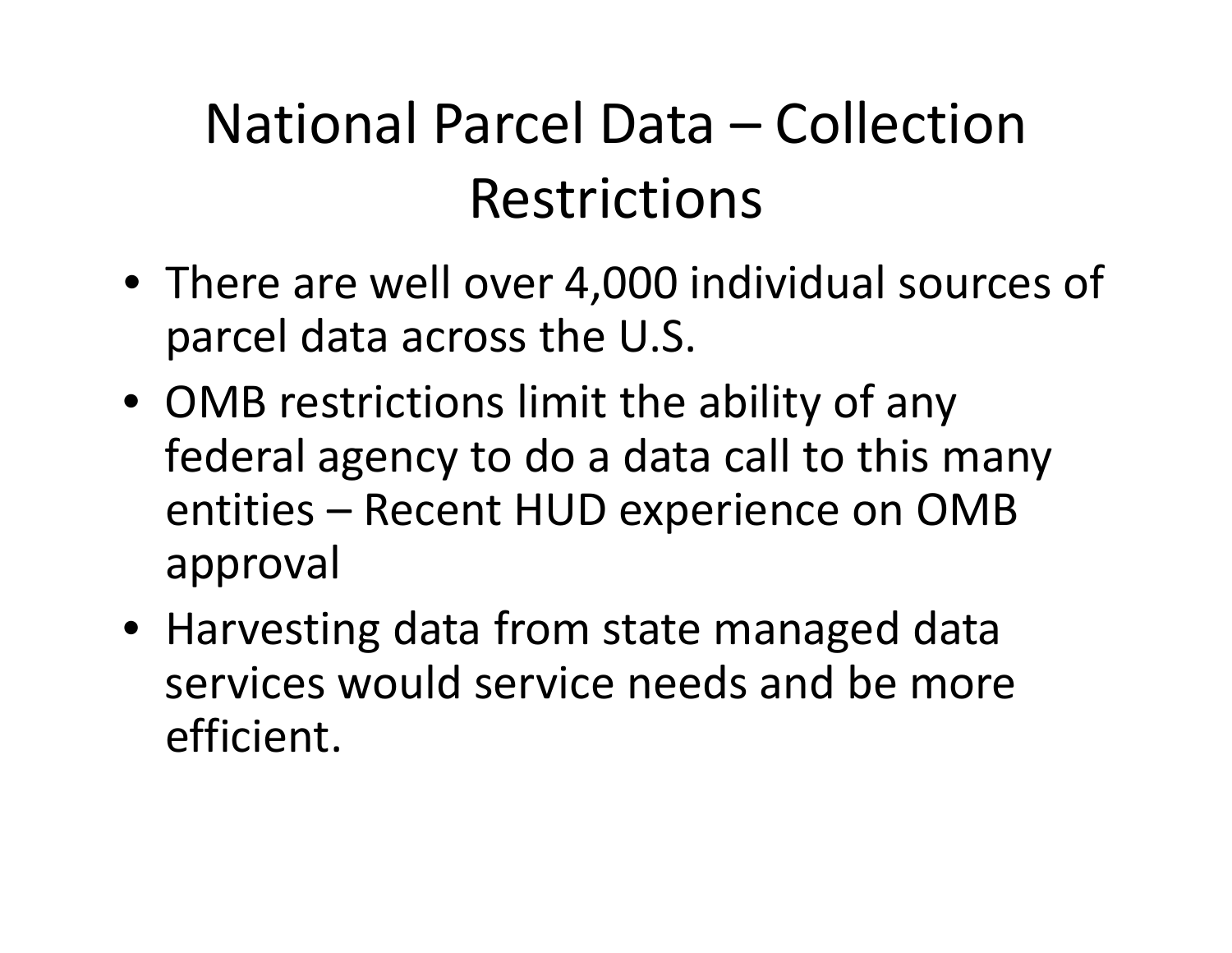# National Parcel Data – Collection Restrictions

- There are well over 4,000 individual sources of parcel data across the U.S.
- OMB restrictions limit the ability of any federal agency to do a data call to this many entities – Recent HUD experience on OMB approval
- Harvesting data from state managed data services would service needs and be more efficient.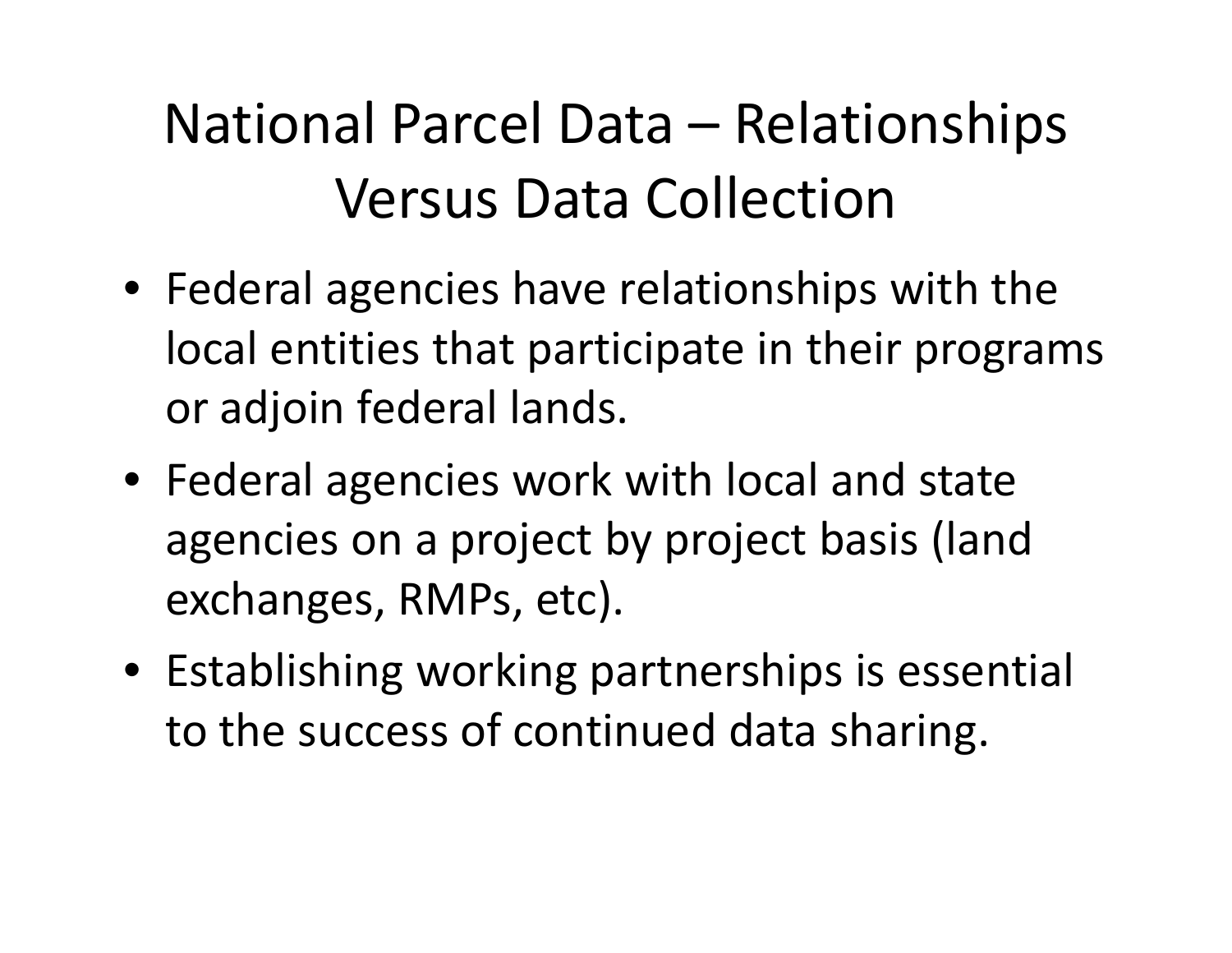# National Parcel Data – Relationships Versus Data Collection

- Federal agencies have relationships with the local entities that participate in their programs or adjoin federal lands.
- Federal agencies work with local and state agencies on a project by project basis (land exchanges, RMPs, etc).
- Establishing working partnerships is essential to the success of continued data sharing.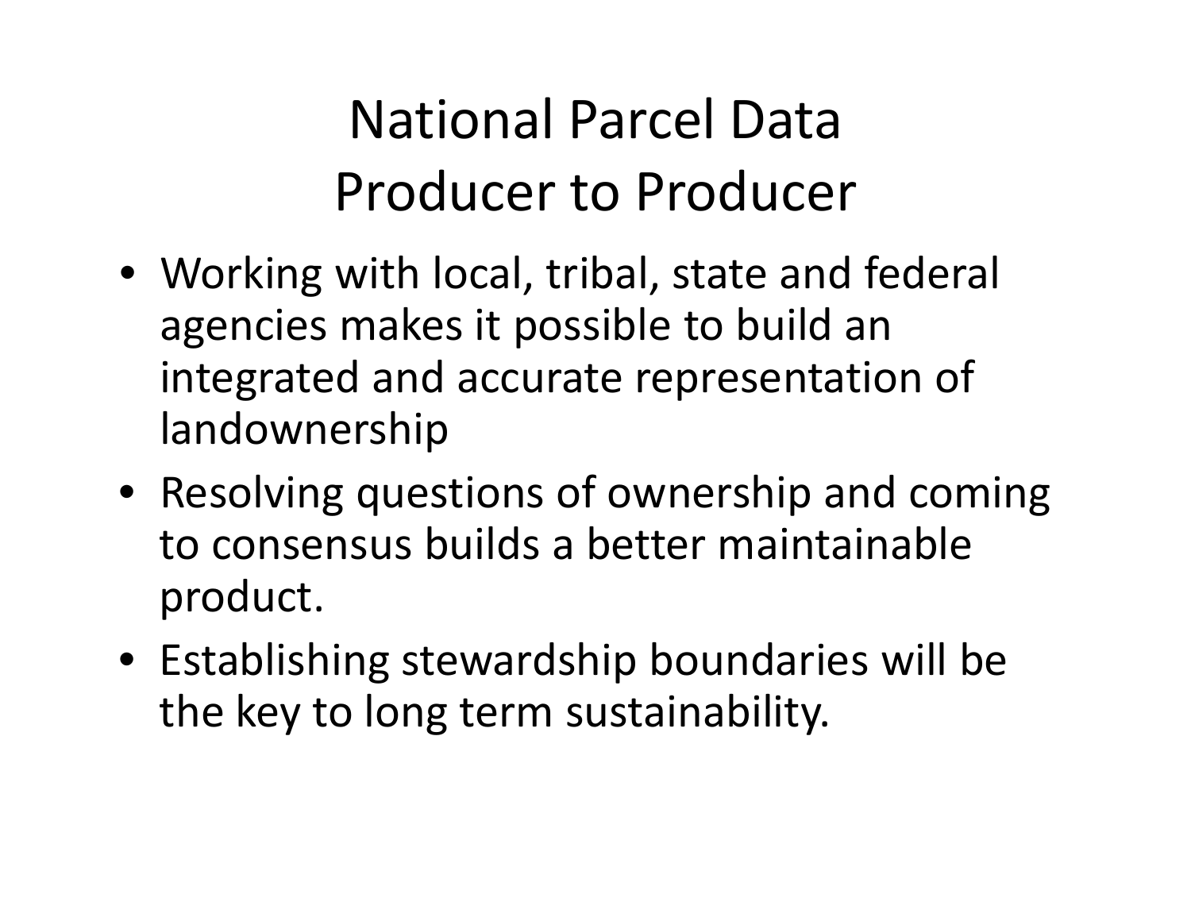# National Parcel Data Producer to Producer

- Working with local, tribal, state and federal agencies makes it possible to build an integrated and accurate representation of landownership
- Resolving questions of ownership and coming to consensus builds a better maintainable product.
- Establishing stewardship boundaries will be the key to long term sustainability.